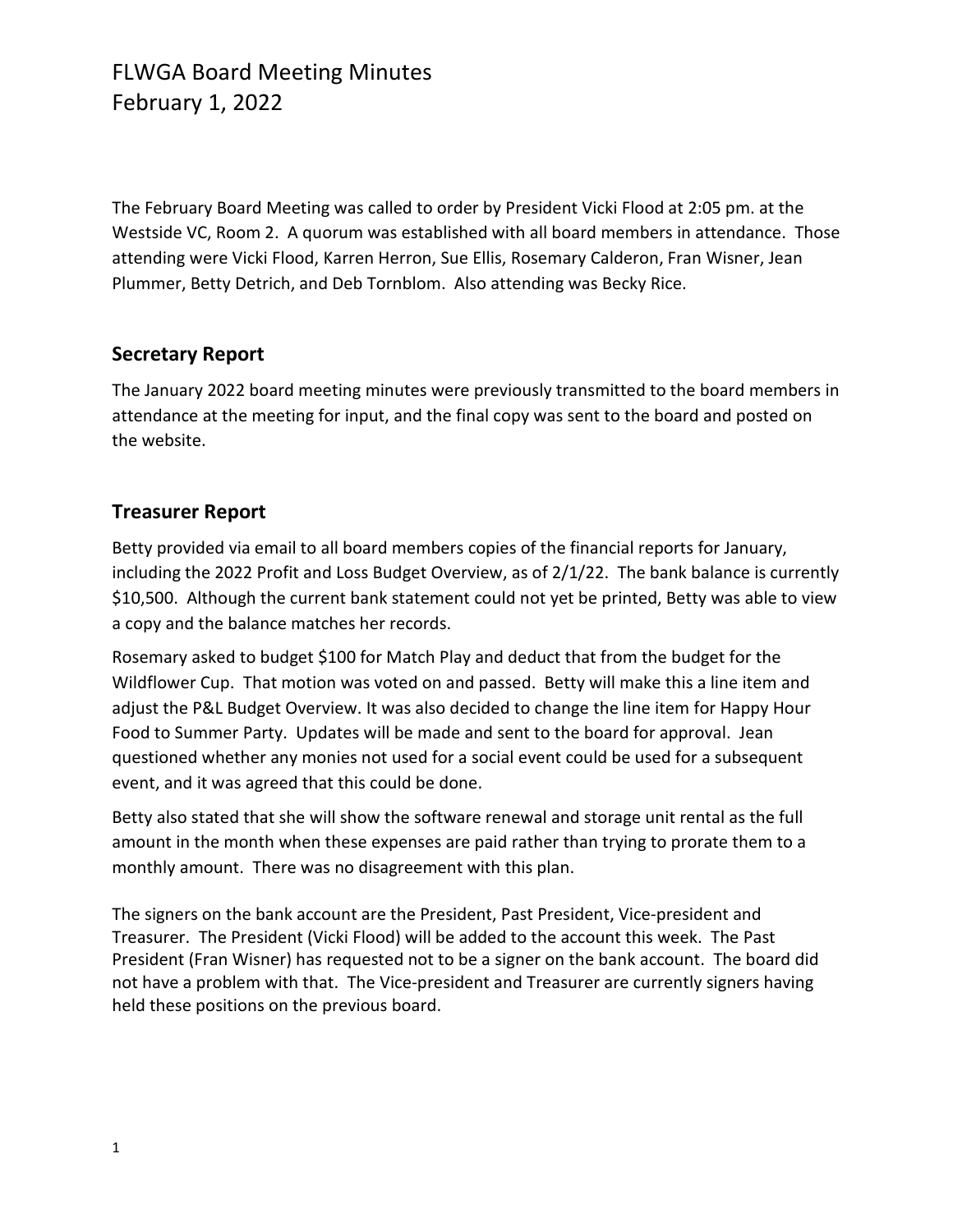# FLWGA Board Meeting Minutes
# February 1, 2022

The February Board Meeting was called to order by President Vicki Flood at 2:05 pm. at the Westside VC, Room 2. A quorum was established with all board members in attendance. Those attending were Vicki Flood, Karren Herron, Sue Ellis, Rosemary Calderon, Fran Wisner, Jean Plummer, Betty Detrich, and Deb Tornblom. Also attending was Becky Rice.

## Secretary Report

The January 2022 board meeting minutes were previously transmitted to the board members in attendance at the meeting for input, and the final copy was sent to the board and posted on the website.

## Treasurer Report

Betty provided via email to all board members copies of the financial reports for January, including the 2022 Profit and Loss Budget Overview, as of 2/1/22. The bank balance is currently $10,500. Although the current bank statement could not yet be printed, Betty was able to view a copy and the balance matches her records.

Rosemary asked to budget $100 for Match Play and deduct that from the budget for the Wildflower Cup. That motion was voted on and passed. Betty will make this a line item and adjust the P&L Budget Overview. It was also decided to change the line item for Happy Hour Food to Summer Party. Updates will be made and sent to the board for approval. Jean questioned whether any monies not used for a social event could be used for a subsequent event, and it was agreed that this could be done.

Betty also stated that she will show the software renewal and storage unit rental as the full amount in the month when these expenses are paid rather than trying to prorate them to a monthly amount. There was no disagreement with this plan.

The signers on the bank account are the President, Past President, Vice-president and Treasurer. The President (Vicki Flood) will be added to the account this week. The Past President (Fran Wisner) has requested not to be a signer on the bank account. The board did not have a problem with that. The Vice-president and Treasurer are currently signers having held these positions on the previous board.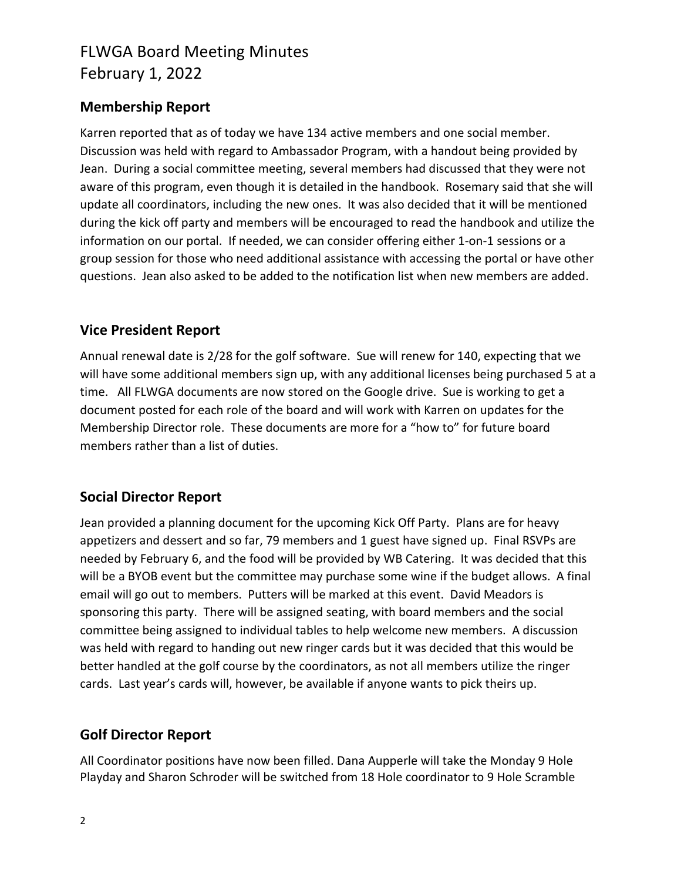## Membership Report

Karren reported that as of today we have 134 active members and one social member. Discussion was held with regard to Ambassador Program, with a handout being provided by Jean. During a social committee meeting, several members had discussed that they were not aware of this program, even though it is detailed in the handbook. Rosemary said that she will update all coordinators, including the new ones. It was also decided that it will be mentioned during the kick off party and members will be encouraged to read the handbook and utilize the information on our portal. If needed, we can consider offering either 1-on-1 sessions or a group session for those who need additional assistance with accessing the portal or have other questions. Jean also asked to be added to the notification list when new members are added.

## Vice President Report

Annual renewal date is 2/28 for the golf software. Sue will renew for 140, expecting that we will have some additional members sign up, with any additional licenses being purchased 5 at a time. All FLWGA documents are now stored on the Google drive. Sue is working to get a document posted for each role of the board and will work with Karren on updates for the Membership Director role. These documents are more for a "how to" for future board members rather than a list of duties.

## Social Director Report

Jean provided a planning document for the upcoming Kick Off Party. Plans are for heavy appetizers and dessert and so far, 79 members and 1 guest have signed up. Final RSVPs are needed by February 6, and the food will be provided by WB Catering. It was decided that this will be a BYOB event but the committee may purchase some wine if the budget allows. A final email will go out to members. Putters will be marked at this event. David Meadors is sponsoring this party. There will be assigned seating, with board members and the social committee being assigned to individual tables to help welcome new members. A discussion was held with regard to handing out new ringer cards but it was decided that this would be better handled at the golf course by the coordinators, as not all members utilize the ringer cards. Last year's cards will, however, be available if anyone wants to pick theirs up.

## Golf Director Report

All Coordinator positions have now been filled. Dana Aupperle will take the Monday 9 Hole Playday and Sharon Schroder will be switched from 18 Hole coordinator to 9 Hole Scramble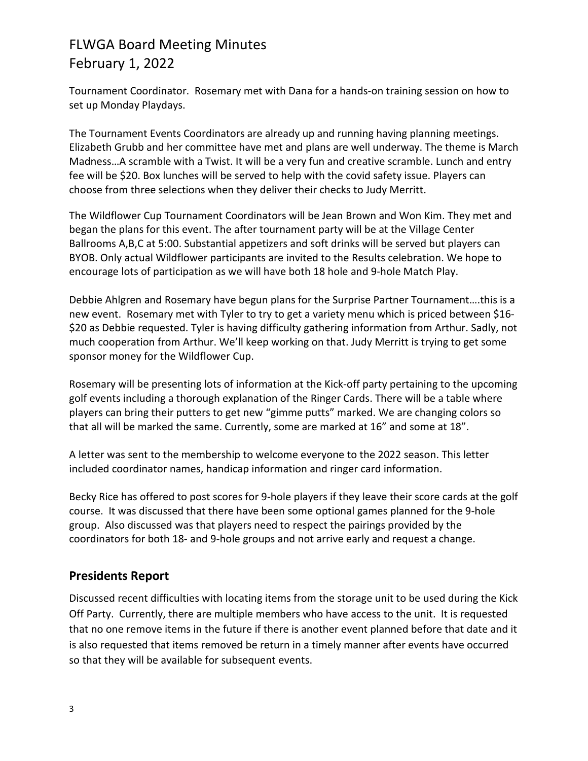Tournament Coordinator.  Rosemary met with Dana for a hands-on training session on how to set up Monday Playdays.

The Tournament Events Coordinators are already up and running having planning meetings. Elizabeth Grubb and her committee have met and plans are well underway. The theme is March Madness…A scramble with a Twist. It will be a very fun and creative scramble. Lunch and entry fee will be $20. Box lunches will be served to help with the covid safety issue. Players can choose from three selections when they deliver their checks to Judy Merritt.

The Wildflower Cup Tournament Coordinators will be Jean Brown and Won Kim. They met and began the plans for this event. The after tournament party will be at the Village Center Ballrooms A,B,C at 5:00. Substantial appetizers and soft drinks will be served but players can BYOB. Only actual Wildflower participants are invited to the Results celebration. We hope to encourage lots of participation as we will have both 18 hole and 9-hole Match Play.

Debbie Ahlgren and Rosemary have begun plans for the Surprise Partner Tournament….this is a new event.  Rosemary met with Tyler to try to get a variety menu which is priced between $16-$20 as Debbie requested. Tyler is having difficulty gathering information from Arthur. Sadly, not much cooperation from Arthur. We'll keep working on that. Judy Merritt is trying to get some sponsor money for the Wildflower Cup.

Rosemary will be presenting lots of information at the Kick-off party pertaining to the upcoming golf events including a thorough explanation of the Ringer Cards. There will be a table where players can bring their putters to get new "gimme putts" marked. We are changing colors so that all will be marked the same. Currently, some are marked at 16" and some at 18".

A letter was sent to the membership to welcome everyone to the 2022 season. This letter included coordinator names, handicap information and ringer card information.

Becky Rice has offered to post scores for 9-hole players if they leave their score cards at the golf course.  It was discussed that there have been some optional games planned for the 9-hole group.  Also discussed was that players need to respect the pairings provided by the coordinators for both 18- and 9-hole groups and not arrive early and request a change.

## Presidents Report

Discussed recent difficulties with locating items from the storage unit to be used during the Kick Off Party.  Currently, there are multiple members who have access to the unit.  It is requested that no one remove items in the future if there is another event planned before that date and it is also requested that items removed be return in a timely manner after events have occurred so that they will be available for subsequent events.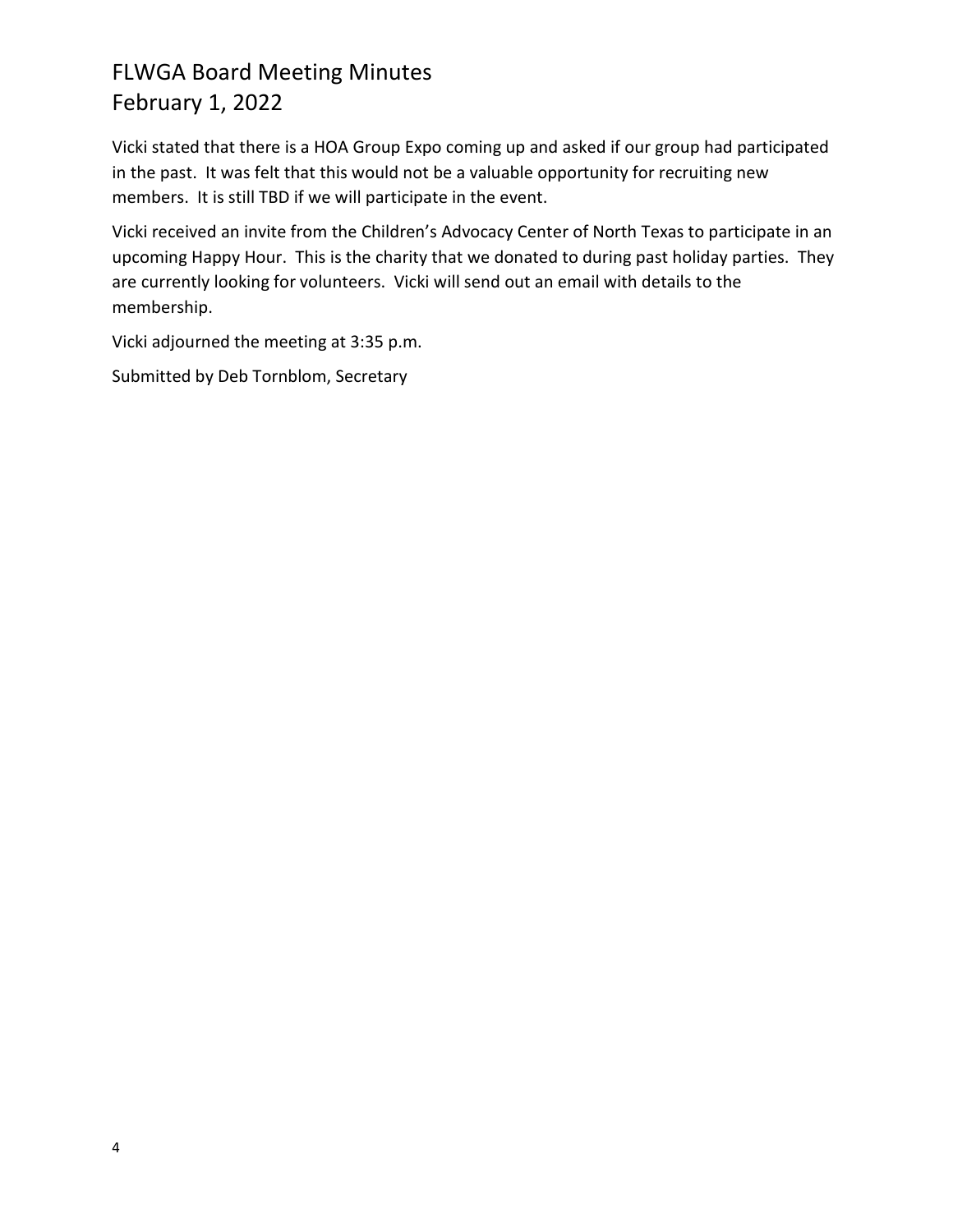Vicki stated that there is a HOA Group Expo coming up and asked if our group had participated in the past. It was felt that this would not be a valuable opportunity for recruiting new members. It is still TBD if we will participate in the event.

Vicki received an invite from the Children's Advocacy Center of North Texas to participate in an upcoming Happy Hour. This is the charity that we donated to during past holiday parties. They are currently looking for volunteers. Vicki will send out an email with details to the membership.

Vicki adjourned the meeting at 3:35 p.m.

Submitted by Deb Tornblom, Secretary